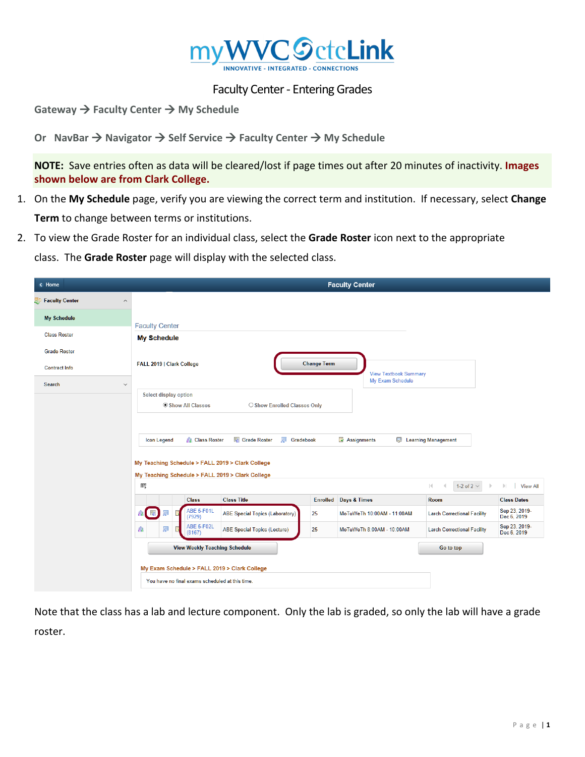# myWVC ctcLink

INNOVATIVE - INTEGRATED - CONNECTIONS

## Faculty Center - Entering Grades

**Gateway → Faculty Center → My Schedule**

**Or NavBar → Navigator → Self Service → Faculty Center → My Schedule**

**NOTE:** Save entries often as data will be cleared/lost if page times out after 20 minutes of inactivity. **Images shown below are from Clark College.**

1. On the **My Schedule** page, verify you are viewing the correct term and institution. If necessary, select **Change Term** to change between terms or institutions.
2. To view the Grade Roster for an individual class, select the **Grade Roster** icon next to the appropriate class. The **Grade Roster** page will display with the selected class.

Note that the class has a lab and lecture component. Only the lab is graded, so only the lab will have a grade roster.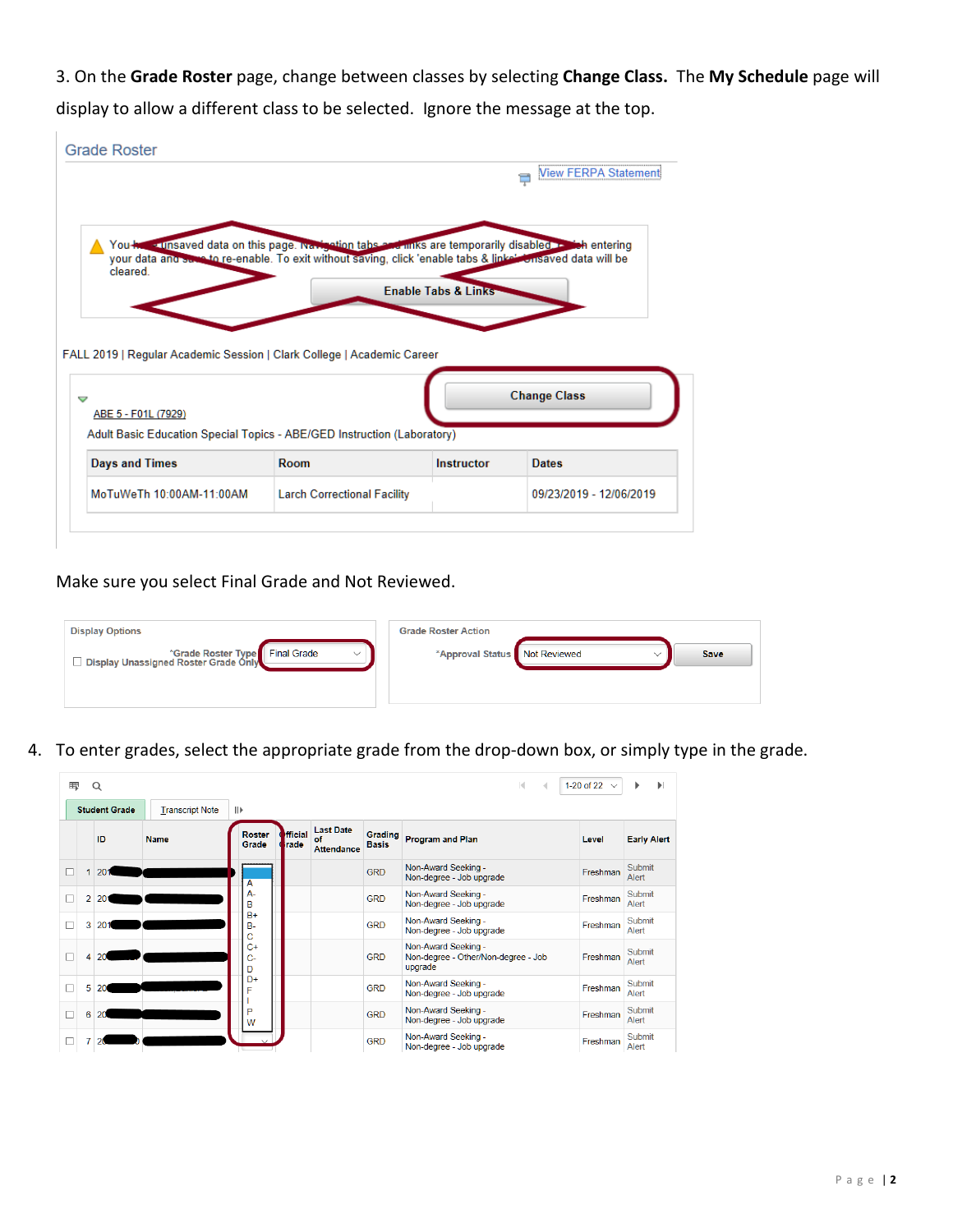3. On the **Grade Roster** page, change between classes by selecting **Change Class.** The **My Schedule** page will display to allow a different class to be selected. Ignore the message at the top.

Grade Roster

View FERPA Statement

You have unsaved data on this page. Navigation tabs and links are temporarily disabled. Finish entering your data and save to re-enable. To exit without saving, click 'enable tabs & links'. Unsaved data will be cleared.

Enable Tabs & Links

FALL 2019 | Regular Academic Session | Clark College | Academic Career

Change Class

ABE 5 - F01L (7929)

Adult Basic Education Special Topics - ABE/GED Instruction (Laboratory)

| Days and Times | Room | Instructor | Dates |
|---|---|---|---|
| MoTuWeTh 10:00AM-11:00AM | Larch Correctional Facility | | 09/23/2019 - 12/06/2019 |

Make sure you select Final Grade and Not Reviewed.

Display Options

*Grade Roster Type: Final Grade

Display Unassigned Roster Grade Only

Grade Roster Action

*Approval Status: Not Reviewed

Save

4. To enter grades, select the appropriate grade from the drop-down box, or simply type in the grade.

1-20 of 22

Student Grade | Transcript Note

| | ID | Name | Roster Grade | Official Grade | Last Date of Attendance | Grading Basis | Program and Plan | Level | Early Alert |
|---|---|---|---|---|---|---|---|---|---|
| 1 | 20 | | | | | GRD | Non-Award Seeking - Non-degree - Job upgrade | Freshman | Submit Alert |
| 2 | 20 | | | | | GRD | Non-Award Seeking - Non-degree - Job upgrade | Freshman | Submit Alert |
| 3 | 20 | | | | | GRD | Non-Award Seeking - Non-degree - Job upgrade | Freshman | Submit Alert |
| 4 | 20 | | | | | GRD | Non-Award Seeking - Non-degree - Other/Non-degree - Job upgrade | Freshman | Submit Alert |
| 5 | 20 | | | | | GRD | Non-Award Seeking - Non-degree - Job upgrade | Freshman | Submit Alert |
| 6 | 20 | | | | | GRD | Non-Award Seeking - Non-degree - Job upgrade | Freshman | Submit Alert |
| 7 | 20 | | | | | GRD | Non-Award Seeking - Non-degree - Job upgrade | Freshman | Submit Alert |

Roster Grade drop-down options: A, A-, B, B+, B-, C, C+, C-, D, D+, F, I, P, W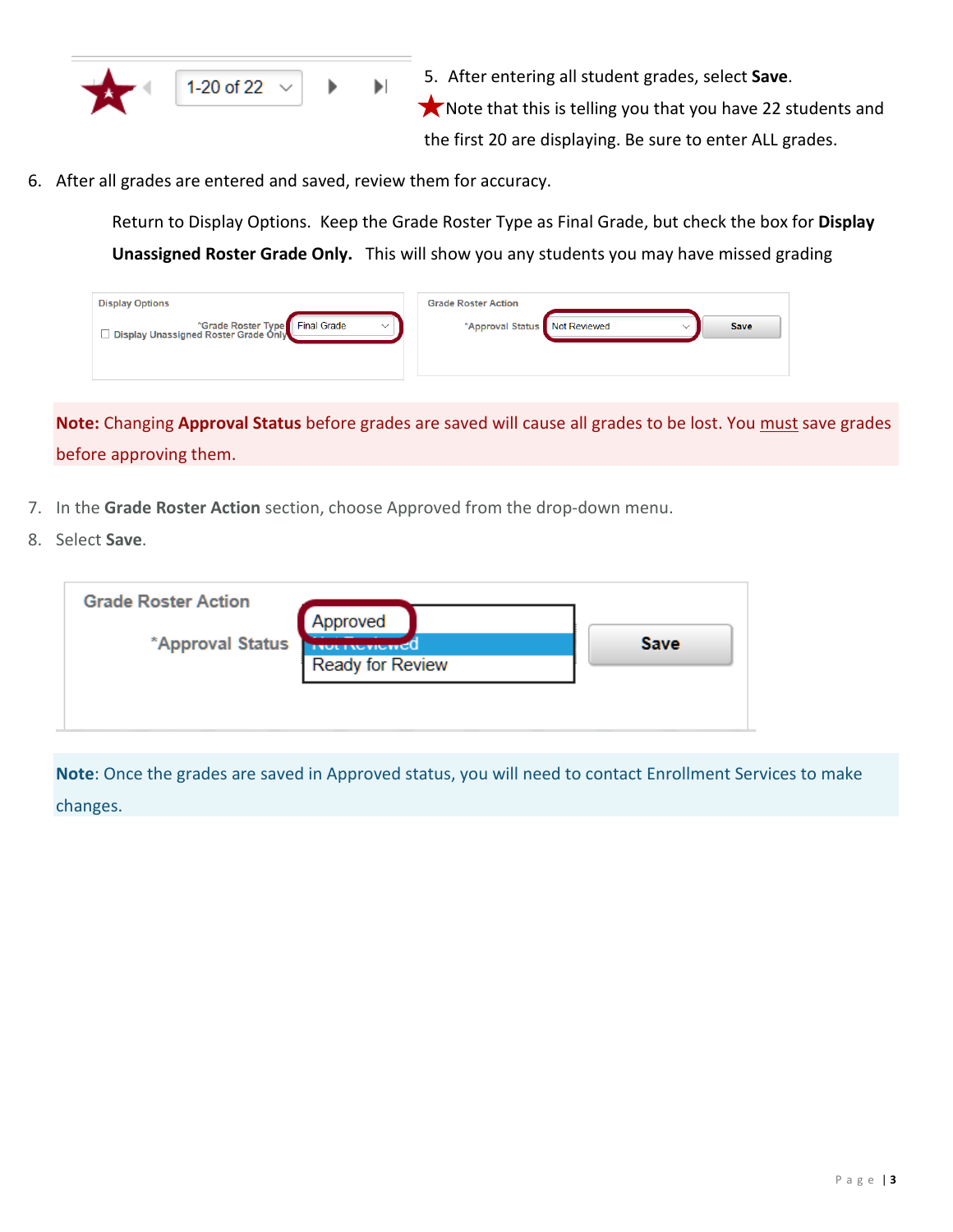5. After entering all student grades, select **Save**.

★Note that this is telling you that you have 22 students and the first 20 are displaying. Be sure to enter ALL grades.

6. After all grades are entered and saved, review them for accuracy.

   Return to Display Options. Keep the Grade Roster Type as Final Grade, but check the box for **Display Unassigned Roster Grade Only.** This will show you any students you may have missed grading

**Note:** Changing **Approval Status** before grades are saved will cause all grades to be lost. You must save grades before approving them.

7. In the **Grade Roster Action** section, choose Approved from the drop-down menu.
8. Select **Save**.

**Note**: Once the grades are saved in Approved status, you will need to contact Enrollment Services to make changes.